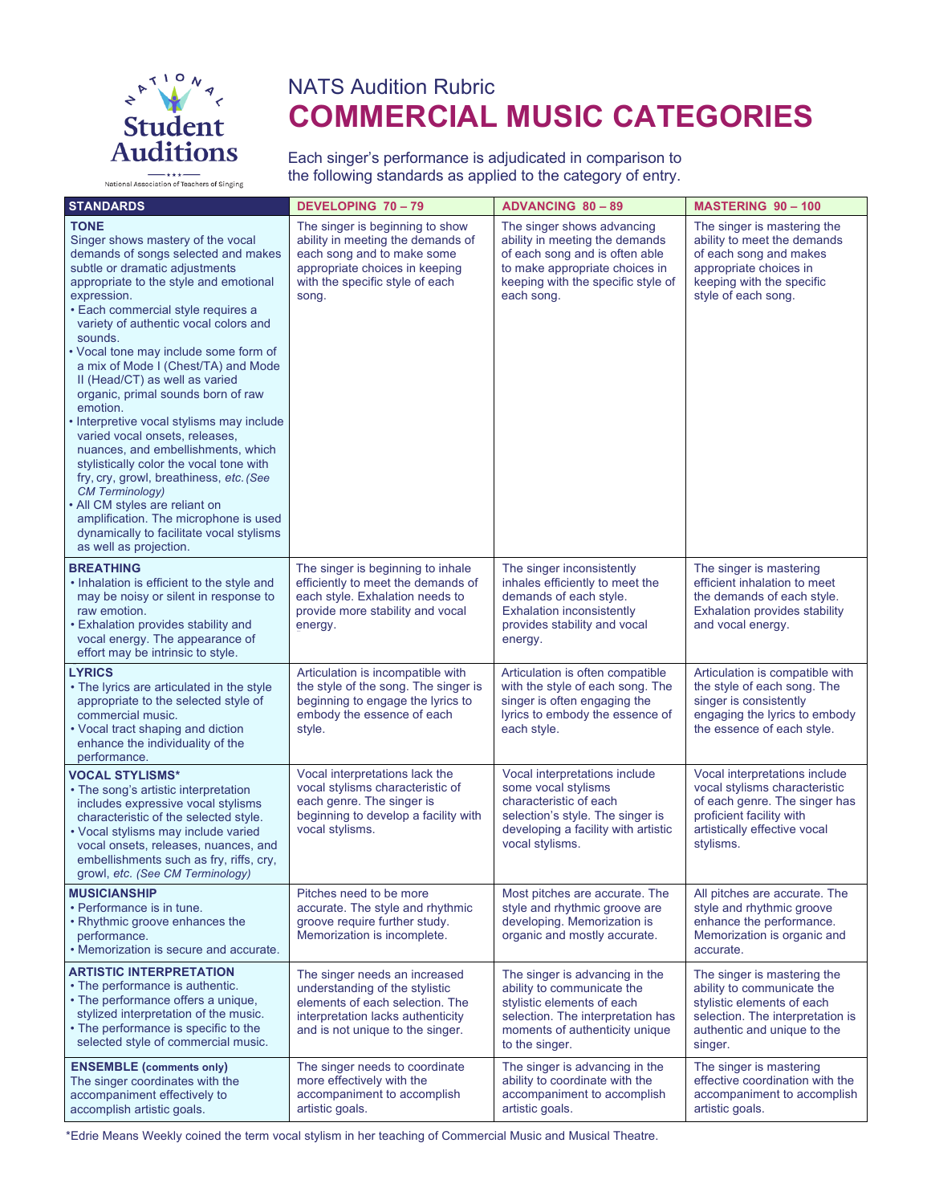National Student Auditions
National Association of Teachers of Singing

# NATS Audition Rubric
# COMMERCIAL MUSIC CATEGORIES

Each singer's performance is adjudicated in comparison to the following standards as applied to the category of entry.

| STANDARDS | DEVELOPING 70 – 79 | ADVANCING 80 – 89 | MASTERING 90 – 100 |
|---|---|---|---|
| **TONE**<br>Singer shows mastery of the vocal demands of songs selected and makes subtle or dramatic adjustments appropriate to the style and emotional expression.<br>• Each commercial style requires a variety of authentic vocal colors and sounds.<br>• Vocal tone may include some form of a mix of Mode I (Chest/TA) and Mode II (Head/CT) as well as varied organic, primal sounds born of raw emotion.<br>• Interpretive vocal stylisms may include varied vocal onsets, releases, nuances, and embellishments, which stylistically color the vocal tone with fry, cry, growl, breathiness, *etc. (See CM Terminology)*<br>• All CM styles are reliant on amplification. The microphone is used dynamically to facilitate vocal stylisms as well as projection. | The singer is beginning to show ability in meeting the demands of each song and to make some appropriate choices in keeping with the specific style of each song. | The singer shows advancing ability in meeting the demands of each song and is often able to make appropriate choices in keeping with the specific style of each song. | The singer is mastering the ability to meet the demands of each song and makes appropriate choices in keeping with the specific style of each song. |
| **BREATHING**<br>• Inhalation is efficient to the style and may be noisy or silent in response to raw emotion.<br>• Exhalation provides stability and vocal energy. The appearance of effort may be intrinsic to style. | The singer is beginning to inhale efficiently to meet the demands of each style. Exhalation needs to provide more stability and vocal energy. | The singer inconsistently inhales efficiently to meet the demands of each style. Exhalation inconsistently provides stability and vocal energy. | The singer is mastering efficient inhalation to meet the demands of each style. Exhalation provides stability and vocal energy. |
| **LYRICS**<br>• The lyrics are articulated in the style appropriate to the selected style of commercial music.<br>• Vocal tract shaping and diction enhance the individuality of the performance. | Articulation is incompatible with the style of the song. The singer is beginning to engage the lyrics to embody the essence of each style. | Articulation is often compatible with the style of each song. The singer is often engaging the lyrics to embody the essence of each style. | Articulation is compatible with the style of each song. The singer is consistently engaging the lyrics to embody the essence of each style. |
| **VOCAL STYLISMS***<br>• The song's artistic interpretation includes expressive vocal stylisms characteristic of the selected style.<br>• Vocal stylisms may include varied vocal onsets, releases, nuances, and embellishments such as fry, riffs, cry, growl, *etc. (See CM Terminology)* | Vocal interpretations lack the vocal stylisms characteristic of each genre. The singer is beginning to develop a facility with vocal stylisms. | Vocal interpretations include some vocal stylisms characteristic of each selection's style. The singer is developing a facility with artistic vocal stylisms. | Vocal interpretations include vocal stylisms characteristic of each genre. The singer has proficient facility with artistically effective vocal stylisms. |
| **MUSICIANSHIP**<br>• Performance is in tune.<br>• Rhythmic groove enhances the performance.<br>• Memorization is secure and accurate. | Pitches need to be more accurate. The style and rhythmic groove require further study. Memorization is incomplete. | Most pitches are accurate. The style and rhythmic groove are developing. Memorization is organic and mostly accurate. | All pitches are accurate. The style and rhythmic groove enhance the performance. Memorization is organic and accurate. |
| **ARTISTIC INTERPRETATION**<br>• The performance is authentic.<br>• The performance offers a unique, stylized interpretation of the music.<br>• The performance is specific to the selected style of commercial music. | The singer needs an increased understanding of the stylistic elements of each selection. The interpretation lacks authenticity and is not unique to the singer. | The singer is advancing in the ability to communicate the stylistic elements of each selection. The interpretation has moments of authenticity unique to the singer. | The singer is mastering the ability to communicate the stylistic elements of each selection. The interpretation is authentic and unique to the singer. |
| **ENSEMBLE (comments only)**<br>The singer coordinates with the accompaniment effectively to accomplish artistic goals. | The singer needs to coordinate more effectively with the accompaniment to accomplish artistic goals. | The singer is advancing in the ability to coordinate with the accompaniment to accomplish artistic goals. | The singer is mastering effective coordination with the accompaniment to accomplish artistic goals. |

*Edrie Means Weekly coined the term vocal stylism in her teaching of Commercial Music and Musical Theatre.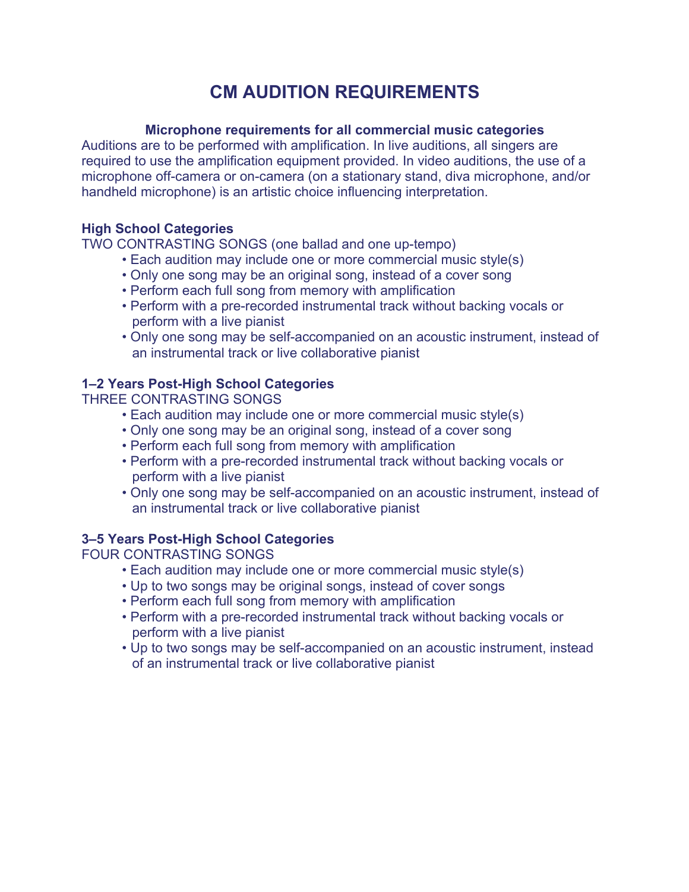# CM AUDITION REQUIREMENTS

**Microphone requirements for all commercial music categories**

Auditions are to be performed with amplification. In live auditions, all singers are required to use the amplification equipment provided. In video auditions, the use of a microphone off-camera or on-camera (on a stationary stand, diva microphone, and/or handheld microphone) is an artistic choice influencing interpretation.

**High School Categories**

TWO CONTRASTING SONGS (one ballad and one up-tempo)

- Each audition may include one or more commercial music style(s)
- Only one song may be an original song, instead of a cover song
- Perform each full song from memory with amplification
- Perform with a pre-recorded instrumental track without backing vocals or perform with a live pianist
- Only one song may be self-accompanied on an acoustic instrument, instead of an instrumental track or live collaborative pianist

**1–2 Years Post-High School Categories**

THREE CONTRASTING SONGS

- Each audition may include one or more commercial music style(s)
- Only one song may be an original song, instead of a cover song
- Perform each full song from memory with amplification
- Perform with a pre-recorded instrumental track without backing vocals or perform with a live pianist
- Only one song may be self-accompanied on an acoustic instrument, instead of an instrumental track or live collaborative pianist

**3–5 Years Post-High School Categories**

FOUR CONTRASTING SONGS

- Each audition may include one or more commercial music style(s)
- Up to two songs may be original songs, instead of cover songs
- Perform each full song from memory with amplification
- Perform with a pre-recorded instrumental track without backing vocals or perform with a live pianist
- Up to two songs may be self-accompanied on an acoustic instrument, instead of an instrumental track or live collaborative pianist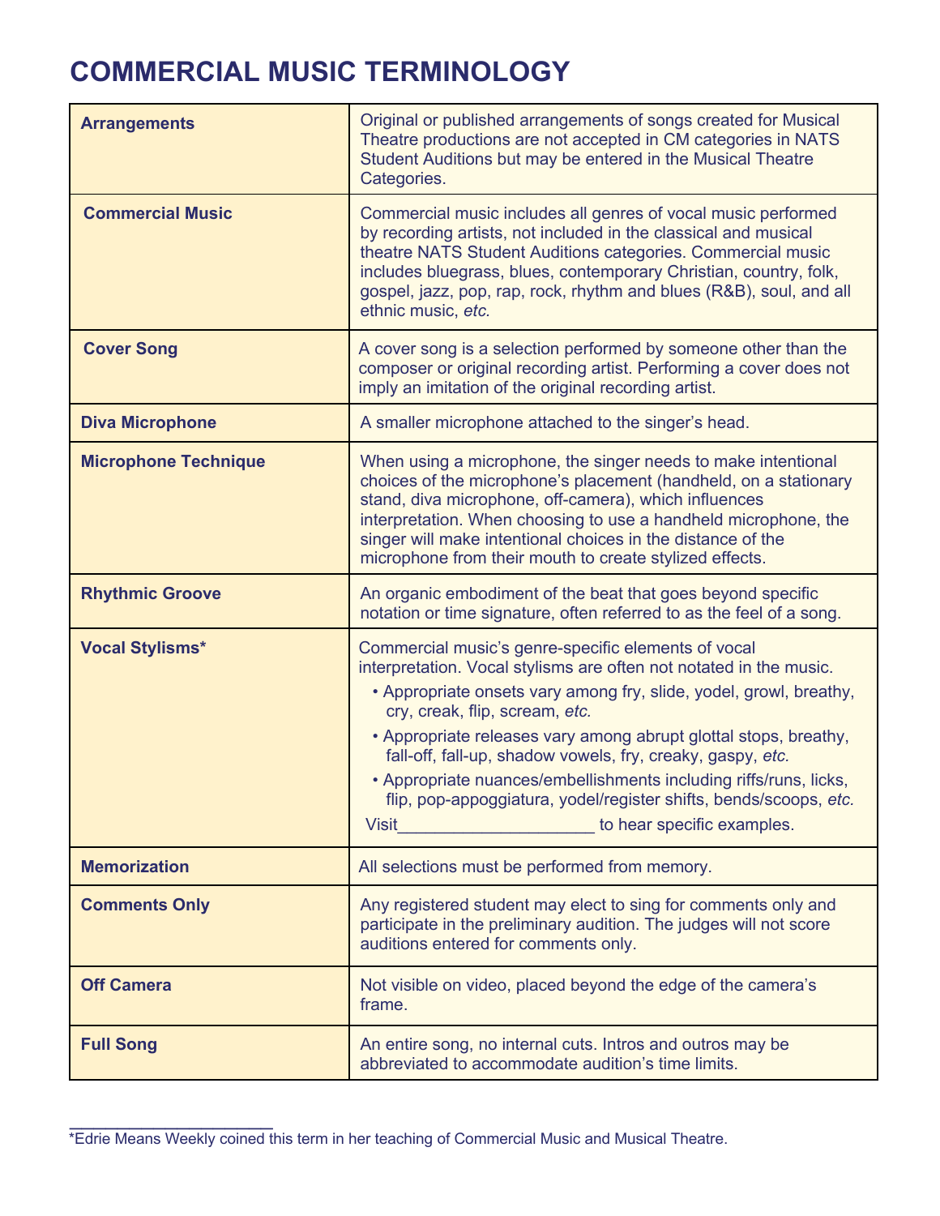# COMMERCIAL MUSIC TERMINOLOGY

| | |
|---|---|
| **Arrangements** | Original or published arrangements of songs created for Musical Theatre productions are not accepted in CM categories in NATS Student Auditions but may be entered in the Musical Theatre Categories. |
| **Commercial Music** | Commercial music includes all genres of vocal music performed by recording artists, not included in the classical and musical theatre NATS Student Auditions categories. Commercial music includes bluegrass, blues, contemporary Christian, country, folk, gospel, jazz, pop, rap, rock, rhythm and blues (R&B), soul, and all ethnic music, *etc.* |
| **Cover Song** | A cover song is a selection performed by someone other than the composer or original recording artist. Performing a cover does not imply an imitation of the original recording artist. |
| **Diva Microphone** | A smaller microphone attached to the singer's head. |
| **Microphone Technique** | When using a microphone, the singer needs to make intentional choices of the microphone's placement (handheld, on a stationary stand, diva microphone, off-camera), which influences interpretation. When choosing to use a handheld microphone, the singer will make intentional choices in the distance of the microphone from their mouth to create stylized effects. |
| **Rhythmic Groove** | An organic embodiment of the beat that goes beyond specific notation or time signature, often referred to as the feel of a song. |
| **Vocal Stylisms*** | Commercial music's genre-specific elements of vocal interpretation. Vocal stylisms are often not notated in the music.<br>• Appropriate onsets vary among fry, slide, yodel, growl, breathy, cry, creak, flip, scream, *etc.*<br>• Appropriate releases vary among abrupt glottal stops, breathy, fall-off, fall-up, shadow vowels, fry, creaky, gaspy, *etc.*<br>• Appropriate nuances/embellishments including riffs/runs, licks, flip, pop-appoggiatura, yodel/register shifts, bends/scoops, *etc.*<br>Visit_____________________ to hear specific examples. |
| **Memorization** | All selections must be performed from memory. |
| **Comments Only** | Any registered student may elect to sing for comments only and participate in the preliminary audition. The judges will not score auditions entered for comments only. |
| **Off Camera** | Not visible on video, placed beyond the edge of the camera's frame. |
| **Full Song** | An entire song, no internal cuts. Intros and outros may be abbreviated to accommodate audition's time limits. |

*Edrie Means Weekly coined this term in her teaching of Commercial Music and Musical Theatre.